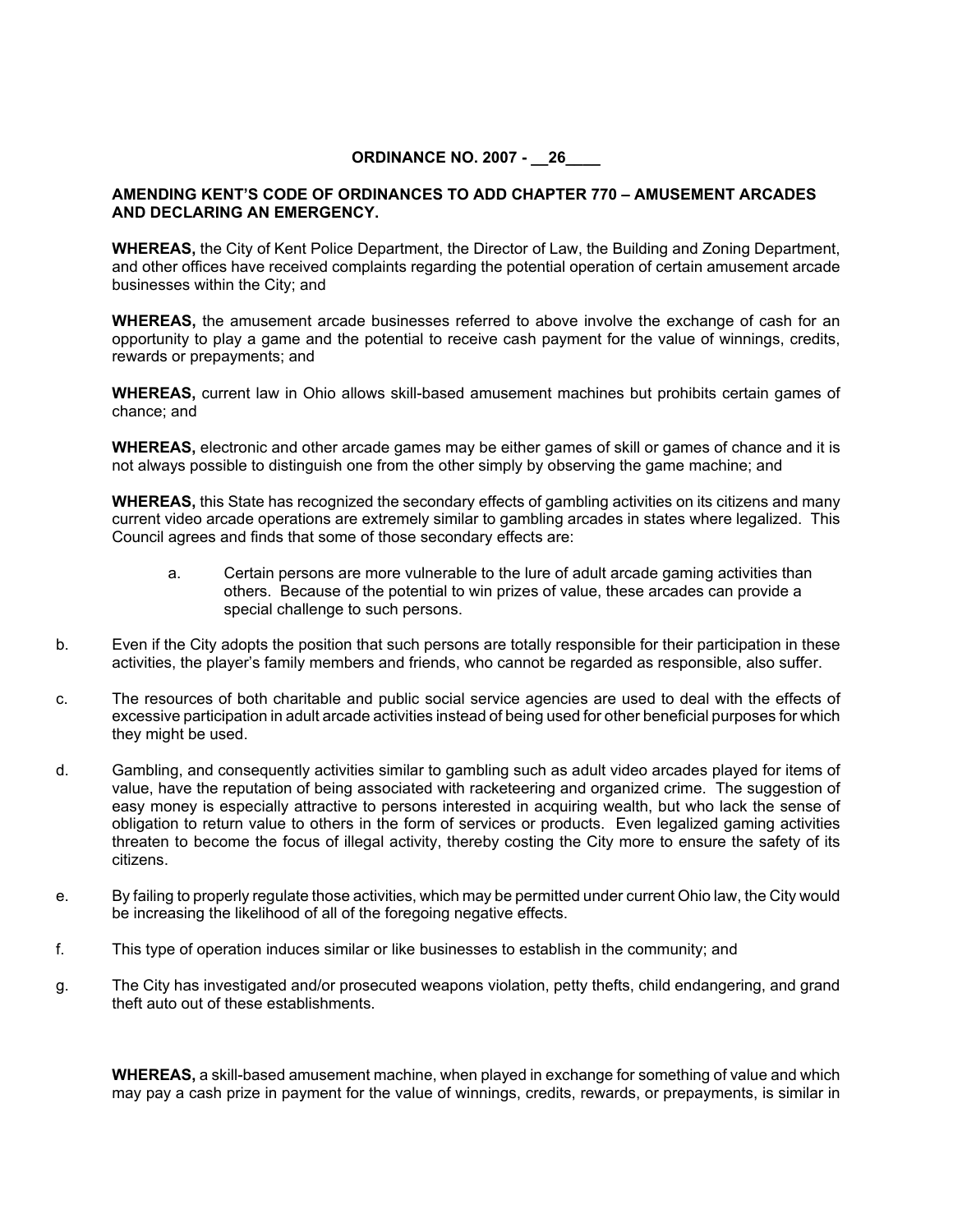**ORDINANCE NO. 2007 - __26____**

**AMENDING KENT'S CODE OF ORDINANCES TO ADD CHAPTER 770 – AMUSEMENT ARCADES AND DECLARING AN EMERGENCY.**

**WHEREAS,** the City of Kent Police Department, the Director of Law, the Building and Zoning Department, and other offices have received complaints regarding the potential operation of certain amusement arcade businesses within the City; and

**WHEREAS,** the amusement arcade businesses referred to above involve the exchange of cash for an opportunity to play a game and the potential to receive cash payment for the value of winnings, credits, rewards or prepayments; and

**WHEREAS,** current law in Ohio allows skill-based amusement machines but prohibits certain games of chance; and

**WHEREAS,** electronic and other arcade games may be either games of skill or games of chance and it is not always possible to distinguish one from the other simply by observing the game machine; and

**WHEREAS,** this State has recognized the secondary effects of gambling activities on its citizens and many current video arcade operations are extremely similar to gambling arcades in states where legalized. This Council agrees and finds that some of those secondary effects are:

a. Certain persons are more vulnerable to the lure of adult arcade gaming activities than others. Because of the potential to win prizes of value, these arcades can provide a special challenge to such persons.

b. Even if the City adopts the position that such persons are totally responsible for their participation in these activities, the player's family members and friends, who cannot be regarded as responsible, also suffer.

c. The resources of both charitable and public social service agencies are used to deal with the effects of excessive participation in adult arcade activities instead of being used for other beneficial purposes for which they might be used.

d. Gambling, and consequently activities similar to gambling such as adult video arcades played for items of value, have the reputation of being associated with racketeering and organized crime. The suggestion of easy money is especially attractive to persons interested in acquiring wealth, but who lack the sense of obligation to return value to others in the form of services or products. Even legalized gaming activities threaten to become the focus of illegal activity, thereby costing the City more to ensure the safety of its citizens.

e. By failing to properly regulate those activities, which may be permitted under current Ohio law, the City would be increasing the likelihood of all of the foregoing negative effects.

f. This type of operation induces similar or like businesses to establish in the community; and

g. The City has investigated and/or prosecuted weapons violation, petty thefts, child endangering, and grand theft auto out of these establishments.

**WHEREAS,** a skill-based amusement machine, when played in exchange for something of value and which may pay a cash prize in payment for the value of winnings, credits, rewards, or prepayments, is similar in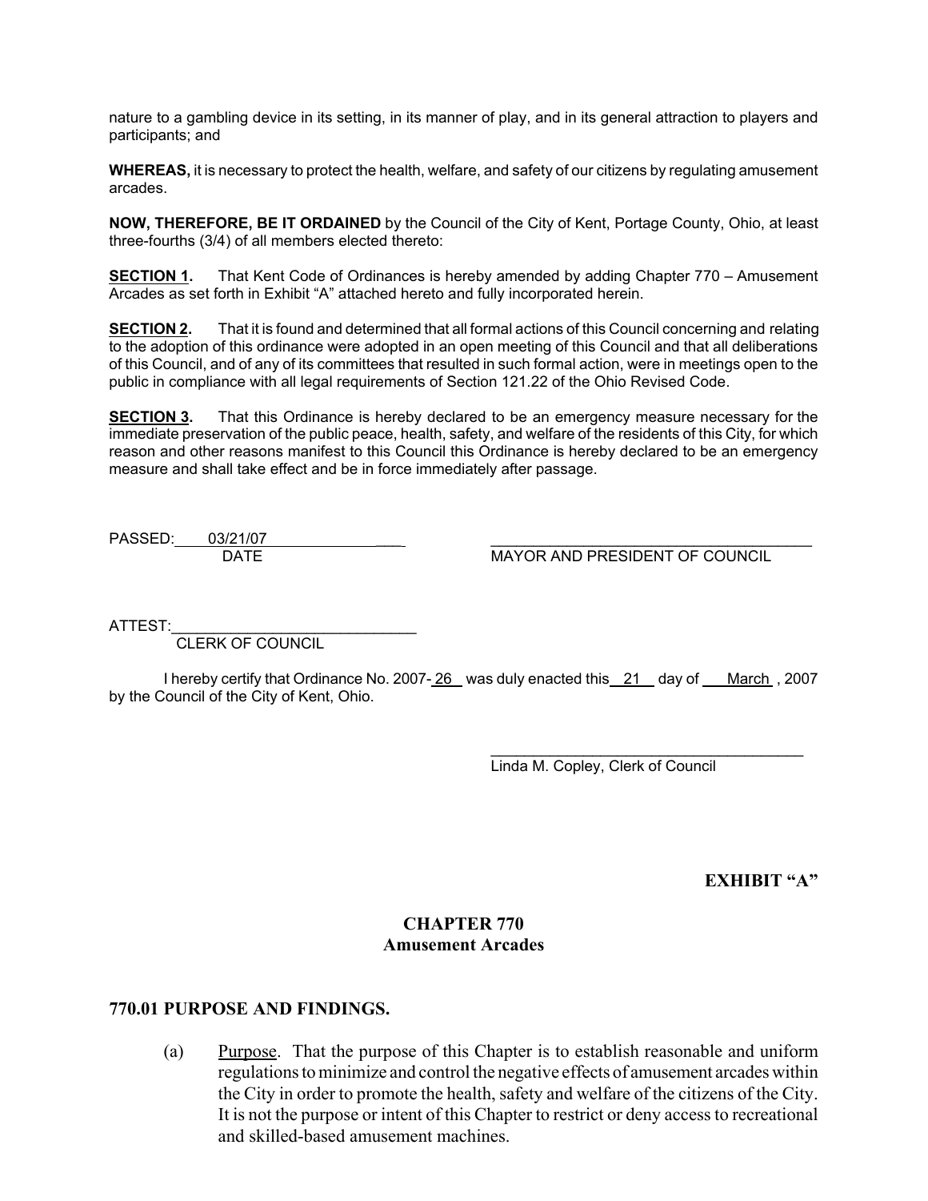nature to a gambling device in its setting, in its manner of play, and in its general attraction to players and participants; and

**WHEREAS,** it is necessary to protect the health, welfare, and safety of our citizens by regulating amusement arcades.

**NOW, THEREFORE, BE IT ORDAINED** by the Council of the City of Kent, Portage County, Ohio, at least three-fourths (3/4) of all members elected thereto:

**SECTION 1.** That Kent Code of Ordinances is hereby amended by adding Chapter 770 – Amusement Arcades as set forth in Exhibit "A" attached hereto and fully incorporated herein.

**SECTION 2.** That it is found and determined that all formal actions of this Council concerning and relating to the adoption of this ordinance were adopted in an open meeting of this Council and that all deliberations of this Council, and of any of its committees that resulted in such formal action, were in meetings open to the public in compliance with all legal requirements of Section 121.22 of the Ohio Revised Code.

**SECTION 3.** That this Ordinance is hereby declared to be an emergency measure necessary for the immediate preservation of the public peace, health, safety, and welfare of the residents of this City, for which reason and other reasons manifest to this Council this Ordinance is hereby declared to be an emergency measure and shall take effect and be in force immediately after passage.

PASSED: 03/21/07
DATE

MAYOR AND PRESIDENT OF COUNCIL

ATTEST: ____________________________
CLERK OF COUNCIL

I hereby certify that Ordinance No. 2007- 26 was duly enacted this 21 day of March, 2007 by the Council of the City of Kent, Ohio.

Linda M. Copley, Clerk of Council

**EXHIBIT "A"**

## CHAPTER 770
## Amusement Arcades

### 770.01 PURPOSE AND FINDINGS.

(a) Purpose. That the purpose of this Chapter is to establish reasonable and uniform regulations to minimize and control the negative effects of amusement arcades within the City in order to promote the health, safety and welfare of the citizens of the City. It is not the purpose or intent of this Chapter to restrict or deny access to recreational and skilled-based amusement machines.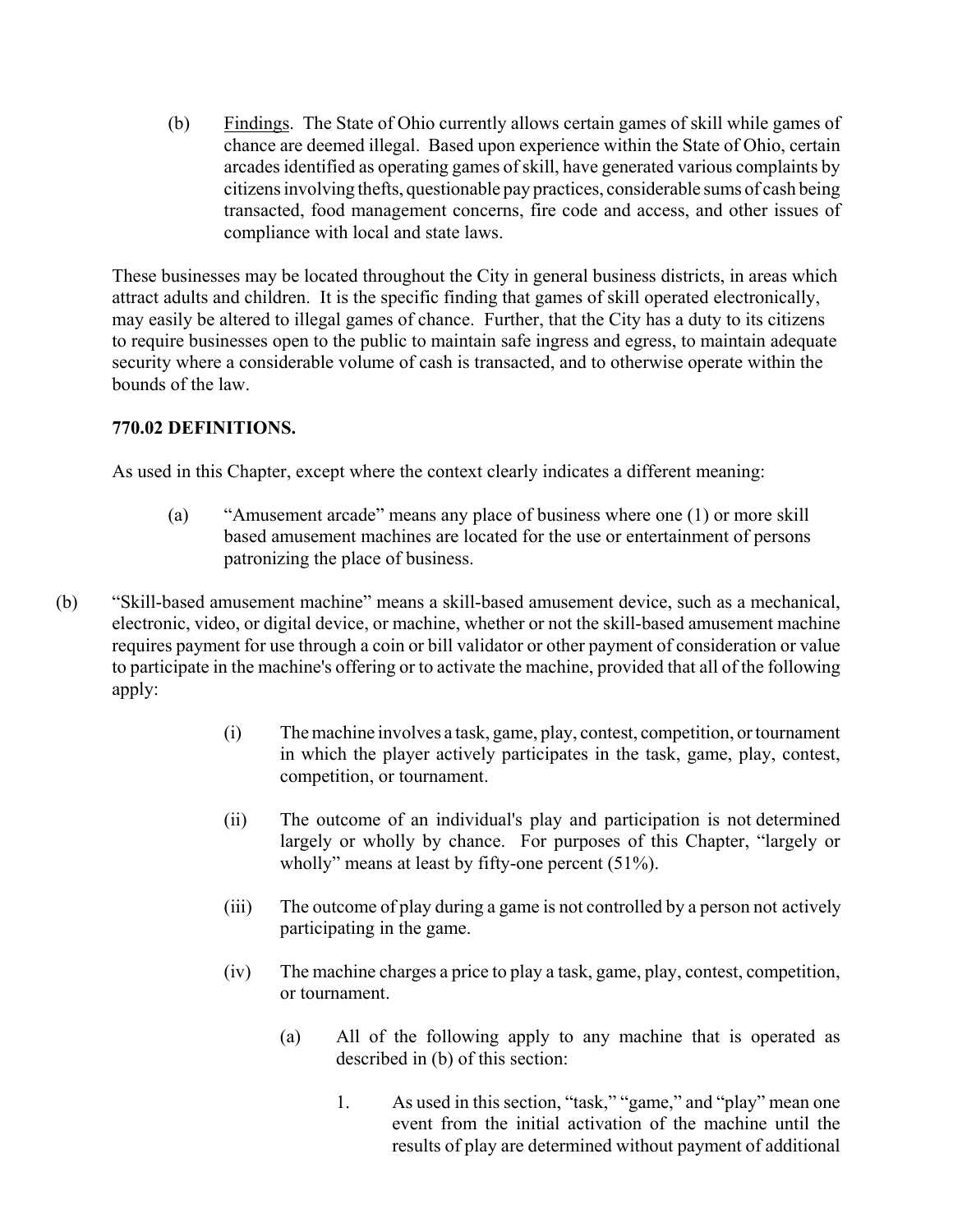(b) Findings. The State of Ohio currently allows certain games of skill while games of chance are deemed illegal. Based upon experience within the State of Ohio, certain arcades identified as operating games of skill, have generated various complaints by citizens involving thefts, questionable pay practices, considerable sums of cash being transacted, food management concerns, fire code and access, and other issues of compliance with local and state laws.

These businesses may be located throughout the City in general business districts, in areas which attract adults and children. It is the specific finding that games of skill operated electronically, may easily be altered to illegal games of chance. Further, that the City has a duty to its citizens to require businesses open to the public to maintain safe ingress and egress, to maintain adequate security where a considerable volume of cash is transacted, and to otherwise operate within the bounds of the law.

**770.02 DEFINITIONS.**

As used in this Chapter, except where the context clearly indicates a different meaning:

(a) "Amusement arcade" means any place of business where one (1) or more skill based amusement machines are located for the use or entertainment of persons patronizing the place of business.

(b) "Skill-based amusement machine" means a skill-based amusement device, such as a mechanical, electronic, video, or digital device, or machine, whether or not the skill-based amusement machine requires payment for use through a coin or bill validator or other payment of consideration or value to participate in the machine's offering or to activate the machine, provided that all of the following apply:

(i) The machine involves a task, game, play, contest, competition, or tournament in which the player actively participates in the task, game, play, contest, competition, or tournament.

(ii) The outcome of an individual's play and participation is not determined largely or wholly by chance. For purposes of this Chapter, "largely or wholly" means at least by fifty-one percent (51%).

(iii) The outcome of play during a game is not controlled by a person not actively participating in the game.

(iv) The machine charges a price to play a task, game, play, contest, competition, or tournament.

(a) All of the following apply to any machine that is operated as described in (b) of this section:

1. As used in this section, "task," "game," and "play" mean one event from the initial activation of the machine until the results of play are determined without payment of additional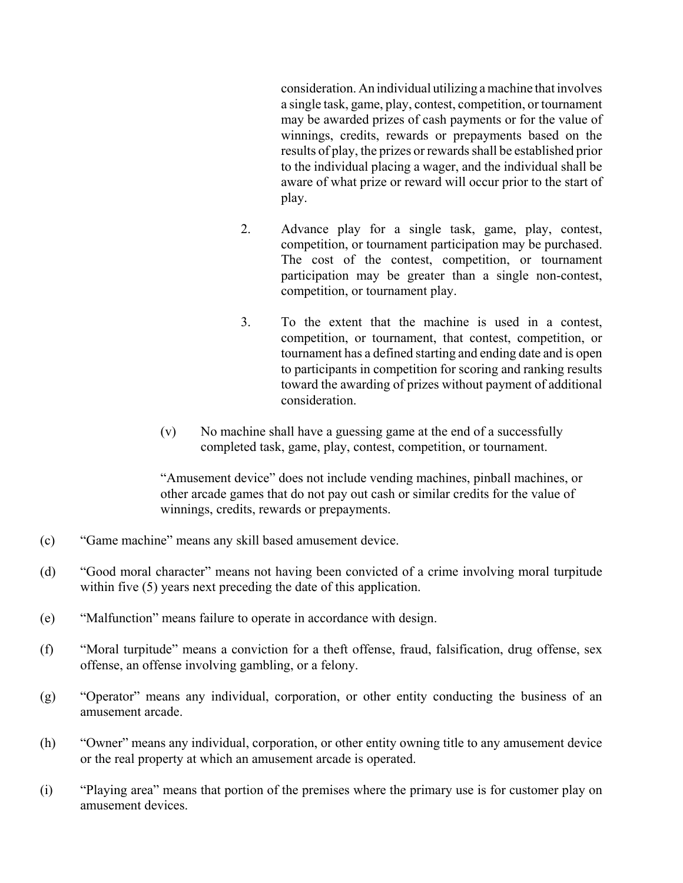consideration. An individual utilizing a machine that involves a single task, game, play, contest, competition, or tournament may be awarded prizes of cash payments or for the value of winnings, credits, rewards or prepayments based on the results of play, the prizes or rewards shall be established prior to the individual placing a wager, and the individual shall be aware of what prize or reward will occur prior to the start of play.

2. Advance play for a single task, game, play, contest, competition, or tournament participation may be purchased. The cost of the contest, competition, or tournament participation may be greater than a single non-contest, competition, or tournament play.

3. To the extent that the machine is used in a contest, competition, or tournament, that contest, competition, or tournament has a defined starting and ending date and is open to participants in competition for scoring and ranking results toward the awarding of prizes without payment of additional consideration.

(v) No machine shall have a guessing game at the end of a successfully completed task, game, play, contest, competition, or tournament.

"Amusement device" does not include vending machines, pinball machines, or other arcade games that do not pay out cash or similar credits for the value of winnings, credits, rewards or prepayments.

(c) "Game machine" means any skill based amusement device.

(d) "Good moral character" means not having been convicted of a crime involving moral turpitude within five (5) years next preceding the date of this application.

(e) "Malfunction" means failure to operate in accordance with design.

(f) "Moral turpitude" means a conviction for a theft offense, fraud, falsification, drug offense, sex offense, an offense involving gambling, or a felony.

(g) "Operator" means any individual, corporation, or other entity conducting the business of an amusement arcade.

(h) "Owner" means any individual, corporation, or other entity owning title to any amusement device or the real property at which an amusement arcade is operated.

(i) "Playing area" means that portion of the premises where the primary use is for customer play on amusement devices.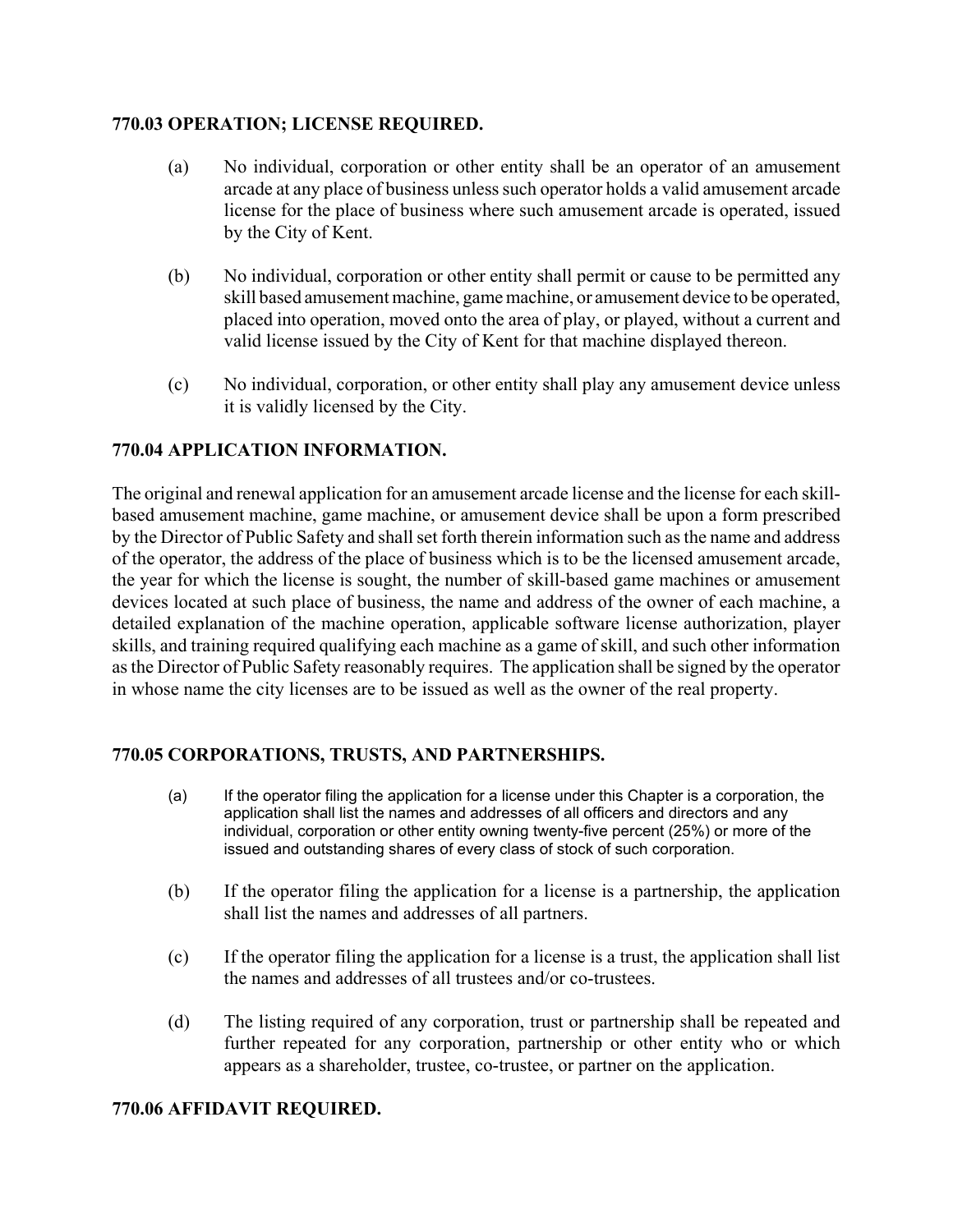**770.03 OPERATION; LICENSE REQUIRED.**

(a) No individual, corporation or other entity shall be an operator of an amusement arcade at any place of business unless such operator holds a valid amusement arcade license for the place of business where such amusement arcade is operated, issued by the City of Kent.

(b) No individual, corporation or other entity shall permit or cause to be permitted any skill based amusement machine, game machine, or amusement device to be operated, placed into operation, moved onto the area of play, or played, without a current and valid license issued by the City of Kent for that machine displayed thereon.

(c) No individual, corporation, or other entity shall play any amusement device unless it is validly licensed by the City.

**770.04 APPLICATION INFORMATION.**

The original and renewal application for an amusement arcade license and the license for each skill-based amusement machine, game machine, or amusement device shall be upon a form prescribed by the Director of Public Safety and shall set forth therein information such as the name and address of the operator, the address of the place of business which is to be the licensed amusement arcade, the year for which the license is sought, the number of skill-based game machines or amusement devices located at such place of business, the name and address of the owner of each machine, a detailed explanation of the machine operation, applicable software license authorization, player skills, and training required qualifying each machine as a game of skill, and such other information as the Director of Public Safety reasonably requires. The application shall be signed by the operator in whose name the city licenses are to be issued as well as the owner of the real property.

**770.05 CORPORATIONS, TRUSTS, AND PARTNERSHIPS.**

(a) If the operator filing the application for a license under this Chapter is a corporation, the application shall list the names and addresses of all officers and directors and any individual, corporation or other entity owning twenty-five percent (25%) or more of the issued and outstanding shares of every class of stock of such corporation.

(b) If the operator filing the application for a license is a partnership, the application shall list the names and addresses of all partners.

(c) If the operator filing the application for a license is a trust, the application shall list the names and addresses of all trustees and/or co-trustees.

(d) The listing required of any corporation, trust or partnership shall be repeated and further repeated for any corporation, partnership or other entity who or which appears as a shareholder, trustee, co-trustee, or partner on the application.

**770.06 AFFIDAVIT REQUIRED.**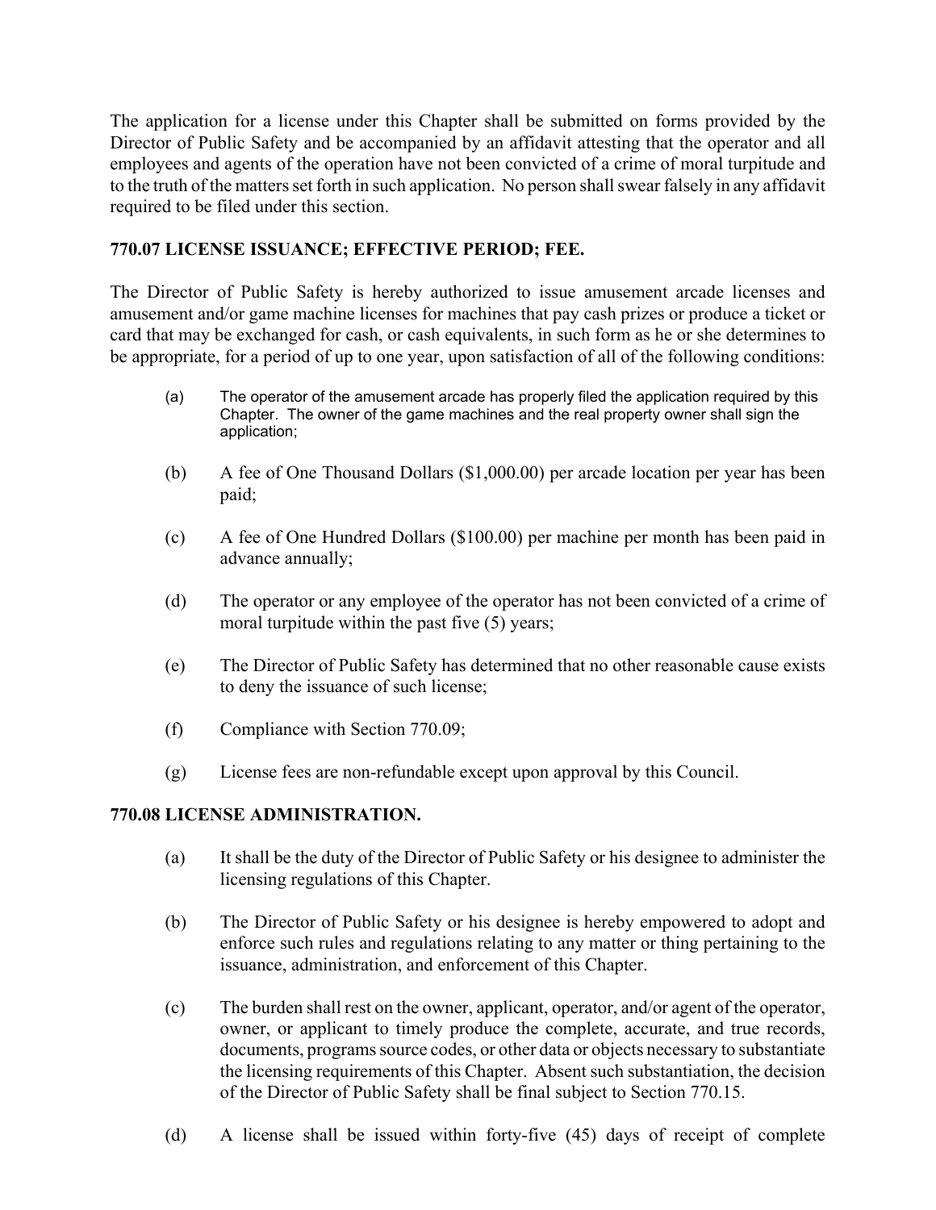The application for a license under this Chapter shall be submitted on forms provided by the Director of Public Safety and be accompanied by an affidavit attesting that the operator and all employees and agents of the operation have not been convicted of a crime of moral turpitude and to the truth of the matters set forth in such application. No person shall swear falsely in any affidavit required to be filed under this section.

**770.07 LICENSE ISSUANCE; EFFECTIVE PERIOD; FEE.**

The Director of Public Safety is hereby authorized to issue amusement arcade licenses and amusement and/or game machine licenses for machines that pay cash prizes or produce a ticket or card that may be exchanged for cash, or cash equivalents, in such form as he or she determines to be appropriate, for a period of up to one year, upon satisfaction of all of the following conditions:

(a) The operator of the amusement arcade has properly filed the application required by this Chapter. The owner of the game machines and the real property owner shall sign the application;

(b) A fee of One Thousand Dollars ($1,000.00) per arcade location per year has been paid;

(c) A fee of One Hundred Dollars ($100.00) per machine per month has been paid in advance annually;

(d) The operator or any employee of the operator has not been convicted of a crime of moral turpitude within the past five (5) years;

(e) The Director of Public Safety has determined that no other reasonable cause exists to deny the issuance of such license;

(f) Compliance with Section 770.09;

(g) License fees are non-refundable except upon approval by this Council.

**770.08 LICENSE ADMINISTRATION.**

(a) It shall be the duty of the Director of Public Safety or his designee to administer the licensing regulations of this Chapter.

(b) The Director of Public Safety or his designee is hereby empowered to adopt and enforce such rules and regulations relating to any matter or thing pertaining to the issuance, administration, and enforcement of this Chapter.

(c) The burden shall rest on the owner, applicant, operator, and/or agent of the operator, owner, or applicant to timely produce the complete, accurate, and true records, documents, programs source codes, or other data or objects necessary to substantiate the licensing requirements of this Chapter. Absent such substantiation, the decision of the Director of Public Safety shall be final subject to Section 770.15.

(d) A license shall be issued within forty-five (45) days of receipt of complete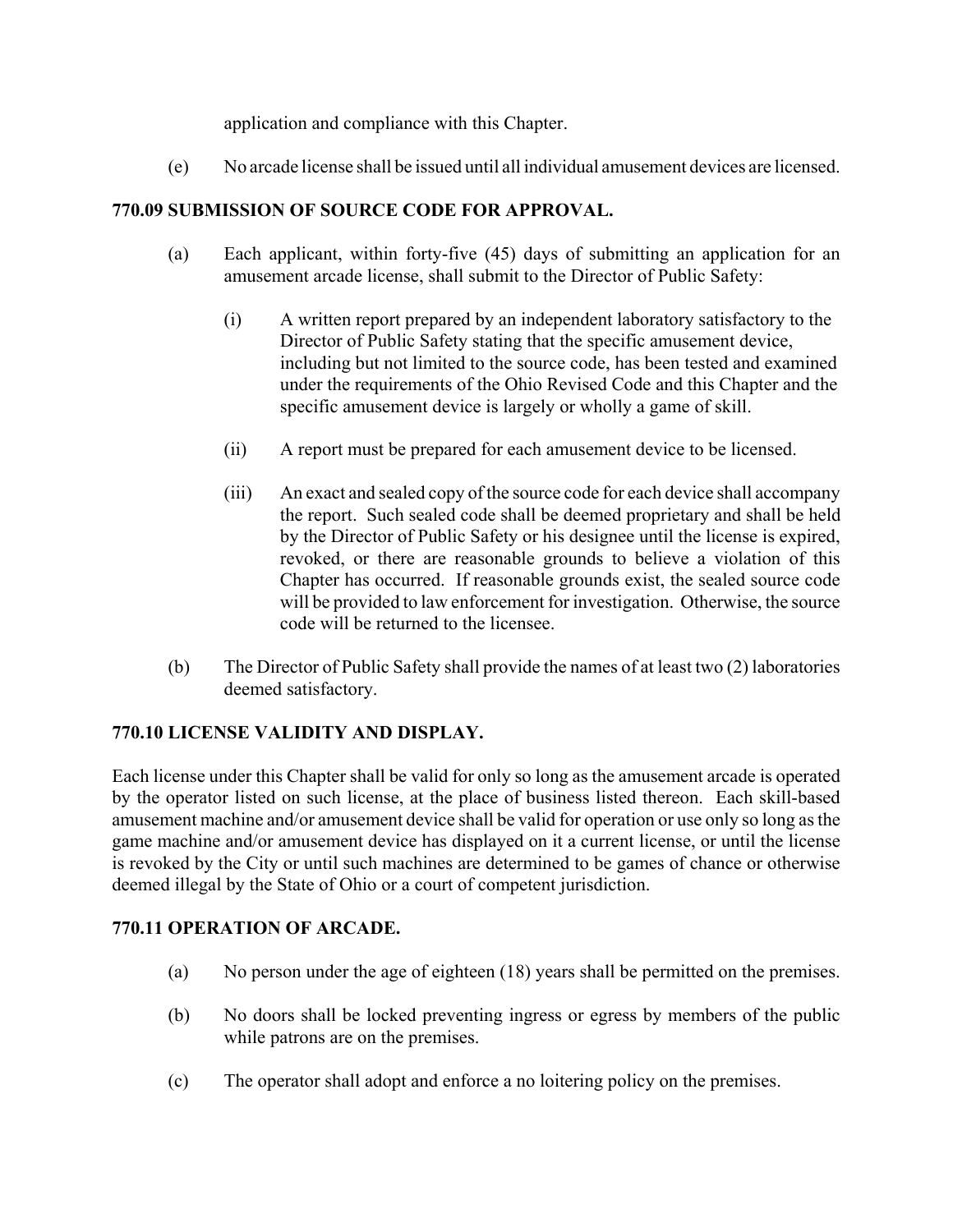application and compliance with this Chapter.

(e) No arcade license shall be issued until all individual amusement devices are licensed.

**770.09 SUBMISSION OF SOURCE CODE FOR APPROVAL.**

(a) Each applicant, within forty-five (45) days of submitting an application for an amusement arcade license, shall submit to the Director of Public Safety:

(i) A written report prepared by an independent laboratory satisfactory to the Director of Public Safety stating that the specific amusement device, including but not limited to the source code, has been tested and examined under the requirements of the Ohio Revised Code and this Chapter and the specific amusement device is largely or wholly a game of skill.

(ii) A report must be prepared for each amusement device to be licensed.

(iii) An exact and sealed copy of the source code for each device shall accompany the report. Such sealed code shall be deemed proprietary and shall be held by the Director of Public Safety or his designee until the license is expired, revoked, or there are reasonable grounds to believe a violation of this Chapter has occurred. If reasonable grounds exist, the sealed source code will be provided to law enforcement for investigation. Otherwise, the source code will be returned to the licensee.

(b) The Director of Public Safety shall provide the names of at least two (2) laboratories deemed satisfactory.

**770.10 LICENSE VALIDITY AND DISPLAY.**

Each license under this Chapter shall be valid for only so long as the amusement arcade is operated by the operator listed on such license, at the place of business listed thereon. Each skill-based amusement machine and/or amusement device shall be valid for operation or use only so long as the game machine and/or amusement device has displayed on it a current license, or until the license is revoked by the City or until such machines are determined to be games of chance or otherwise deemed illegal by the State of Ohio or a court of competent jurisdiction.

**770.11 OPERATION OF ARCADE.**

(a) No person under the age of eighteen (18) years shall be permitted on the premises.

(b) No doors shall be locked preventing ingress or egress by members of the public while patrons are on the premises.

(c) The operator shall adopt and enforce a no loitering policy on the premises.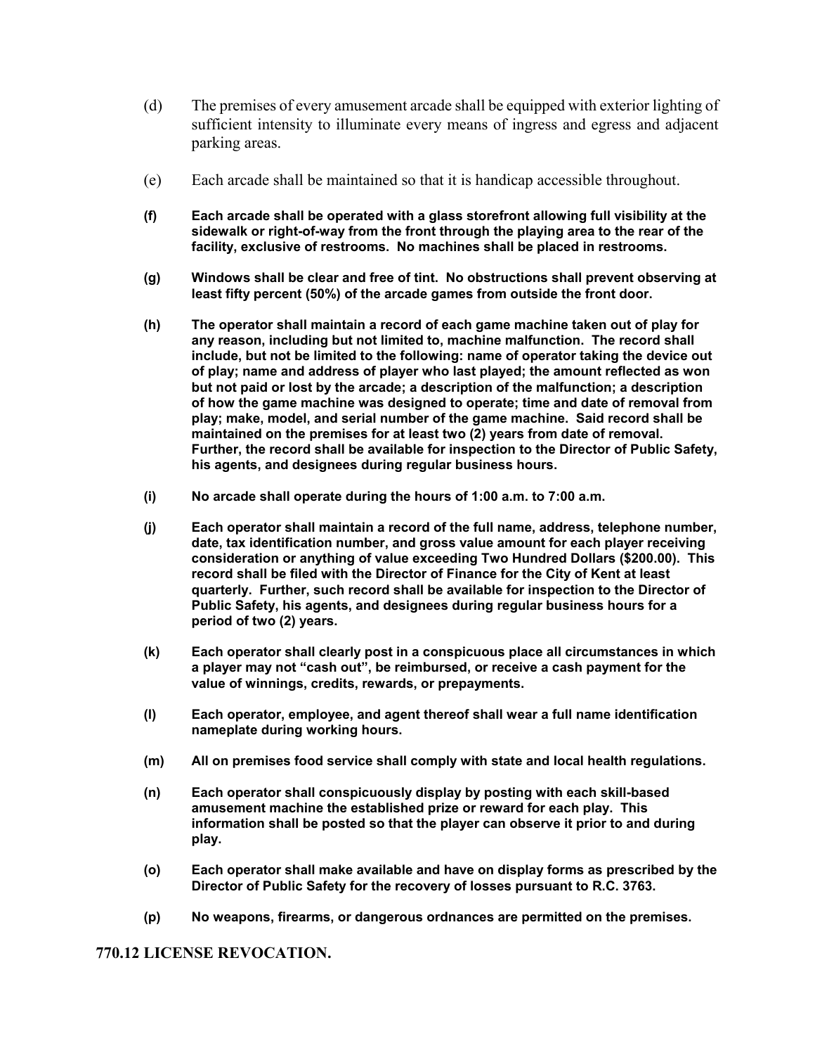(d) The premises of every amusement arcade shall be equipped with exterior lighting of sufficient intensity to illuminate every means of ingress and egress and adjacent parking areas.

(e) Each arcade shall be maintained so that it is handicap accessible throughout.

**(f) Each arcade shall be operated with a glass storefront allowing full visibility at the sidewalk or right-of-way from the front through the playing area to the rear of the facility, exclusive of restrooms. No machines shall be placed in restrooms.**

**(g) Windows shall be clear and free of tint. No obstructions shall prevent observing at least fifty percent (50%) of the arcade games from outside the front door.**

**(h) The operator shall maintain a record of each game machine taken out of play for any reason, including but not limited to, machine malfunction. The record shall include, but not be limited to the following: name of operator taking the device out of play; name and address of player who last played; the amount reflected as won but not paid or lost by the arcade; a description of the malfunction; a description of how the game machine was designed to operate; time and date of removal from play; make, model, and serial number of the game machine. Said record shall be maintained on the premises for at least two (2) years from date of removal. Further, the record shall be available for inspection to the Director of Public Safety, his agents, and designees during regular business hours.**

**(i) No arcade shall operate during the hours of 1:00 a.m. to 7:00 a.m.**

**(j) Each operator shall maintain a record of the full name, address, telephone number, date, tax identification number, and gross value amount for each player receiving consideration or anything of value exceeding Two Hundred Dollars ($200.00). This record shall be filed with the Director of Finance for the City of Kent at least quarterly. Further, such record shall be available for inspection to the Director of Public Safety, his agents, and designees during regular business hours for a period of two (2) years.**

**(k) Each operator shall clearly post in a conspicuous place all circumstances in which a player may not "cash out", be reimbursed, or receive a cash payment for the value of winnings, credits, rewards, or prepayments.**

**(l) Each operator, employee, and agent thereof shall wear a full name identification nameplate during working hours.**

**(m) All on premises food service shall comply with state and local health regulations.**

**(n) Each operator shall conspicuously display by posting with each skill-based amusement machine the established prize or reward for each play. This information shall be posted so that the player can observe it prior to and during play.**

**(o) Each operator shall make available and have on display forms as prescribed by the Director of Public Safety for the recovery of losses pursuant to R.C. 3763.**

**(p) No weapons, firearms, or dangerous ordnances are permitted on the premises.**

## 770.12 LICENSE REVOCATION.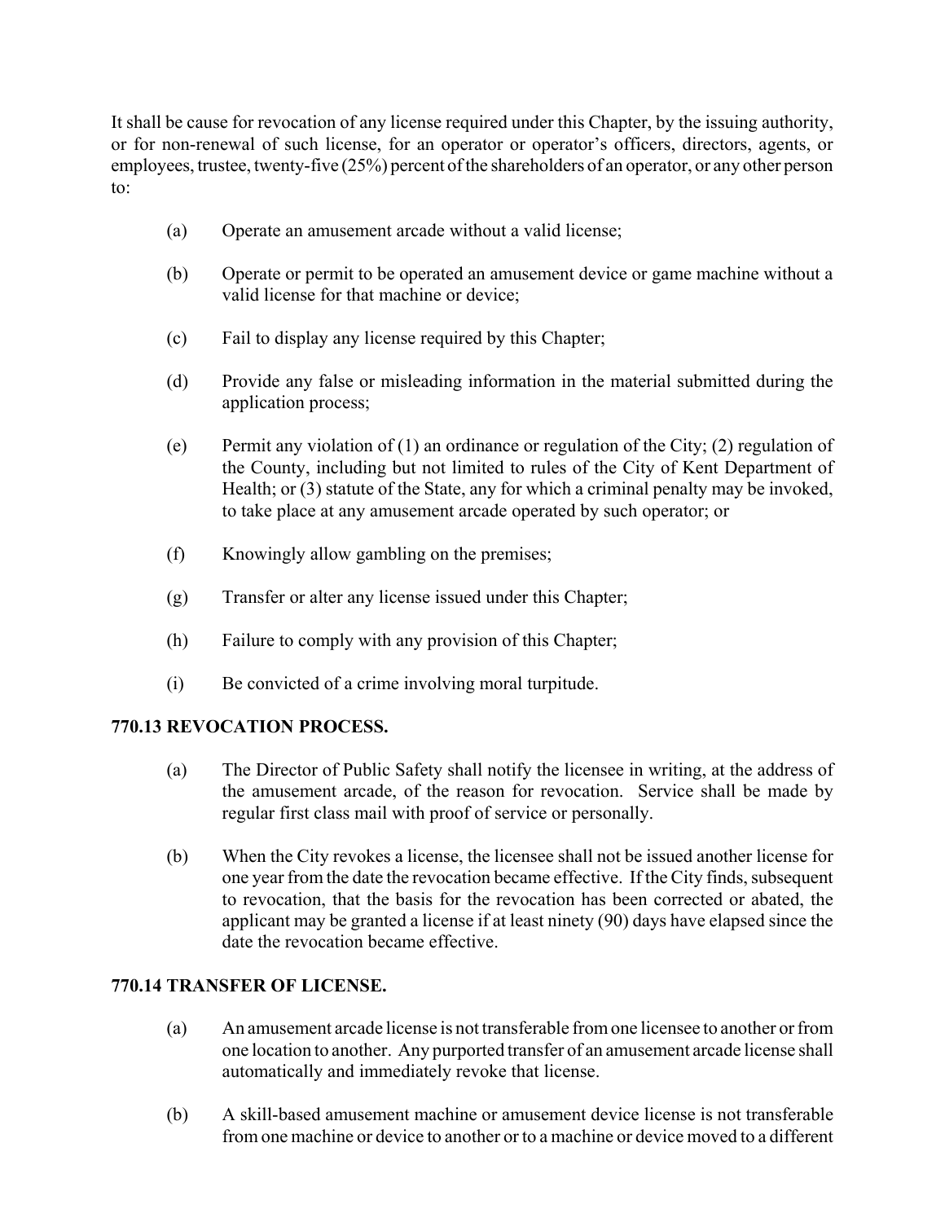It shall be cause for revocation of any license required under this Chapter, by the issuing authority, or for non-renewal of such license, for an operator or operator's officers, directors, agents, or employees, trustee, twenty-five (25%) percent of the shareholders of an operator, or any other person to:

(a) Operate an amusement arcade without a valid license;

(b) Operate or permit to be operated an amusement device or game machine without a valid license for that machine or device;

(c) Fail to display any license required by this Chapter;

(d) Provide any false or misleading information in the material submitted during the application process;

(e) Permit any violation of (1) an ordinance or regulation of the City; (2) regulation of the County, including but not limited to rules of the City of Kent Department of Health; or (3) statute of the State, any for which a criminal penalty may be invoked, to take place at any amusement arcade operated by such operator; or

(f) Knowingly allow gambling on the premises;

(g) Transfer or alter any license issued under this Chapter;

(h) Failure to comply with any provision of this Chapter;

(i) Be convicted of a crime involving moral turpitude.

**770.13 REVOCATION PROCESS.**

(a) The Director of Public Safety shall notify the licensee in writing, at the address of the amusement arcade, of the reason for revocation. Service shall be made by regular first class mail with proof of service or personally.

(b) When the City revokes a license, the licensee shall not be issued another license for one year from the date the revocation became effective. If the City finds, subsequent to revocation, that the basis for the revocation has been corrected or abated, the applicant may be granted a license if at least ninety (90) days have elapsed since the date the revocation became effective.

**770.14 TRANSFER OF LICENSE.**

(a) An amusement arcade license is not transferable from one licensee to another or from one location to another. Any purported transfer of an amusement arcade license shall automatically and immediately revoke that license.

(b) A skill-based amusement machine or amusement device license is not transferable from one machine or device to another or to a machine or device moved to a different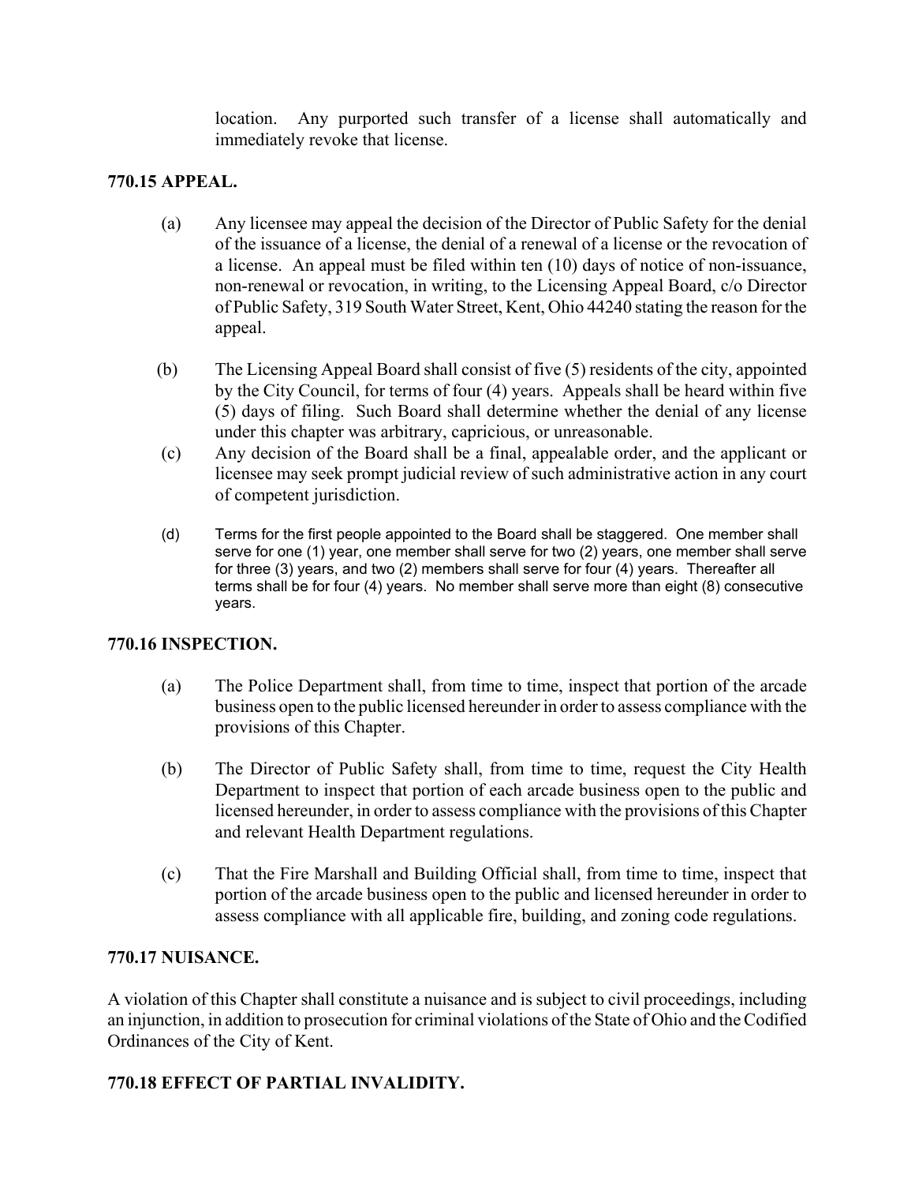location. Any purported such transfer of a license shall automatically and immediately revoke that license.

**770.15 APPEAL.**

(a) Any licensee may appeal the decision of the Director of Public Safety for the denial of the issuance of a license, the denial of a renewal of a license or the revocation of a license. An appeal must be filed within ten (10) days of notice of non-issuance, non-renewal or revocation, in writing, to the Licensing Appeal Board, c/o Director of Public Safety, 319 South Water Street, Kent, Ohio 44240 stating the reason for the appeal.

(b) The Licensing Appeal Board shall consist of five (5) residents of the city, appointed by the City Council, for terms of four (4) years. Appeals shall be heard within five (5) days of filing. Such Board shall determine whether the denial of any license under this chapter was arbitrary, capricious, or unreasonable.

(c) Any decision of the Board shall be a final, appealable order, and the applicant or licensee may seek prompt judicial review of such administrative action in any court of competent jurisdiction.

(d) Terms for the first people appointed to the Board shall be staggered. One member shall serve for one (1) year, one member shall serve for two (2) years, one member shall serve for three (3) years, and two (2) members shall serve for four (4) years. Thereafter all terms shall be for four (4) years. No member shall serve more than eight (8) consecutive years.

**770.16 INSPECTION.**

(a) The Police Department shall, from time to time, inspect that portion of the arcade business open to the public licensed hereunder in order to assess compliance with the provisions of this Chapter.

(b) The Director of Public Safety shall, from time to time, request the City Health Department to inspect that portion of each arcade business open to the public and licensed hereunder, in order to assess compliance with the provisions of this Chapter and relevant Health Department regulations.

(c) That the Fire Marshall and Building Official shall, from time to time, inspect that portion of the arcade business open to the public and licensed hereunder in order to assess compliance with all applicable fire, building, and zoning code regulations.

**770.17 NUISANCE.**

A violation of this Chapter shall constitute a nuisance and is subject to civil proceedings, including an injunction, in addition to prosecution for criminal violations of the State of Ohio and the Codified Ordinances of the City of Kent.

**770.18 EFFECT OF PARTIAL INVALIDITY.**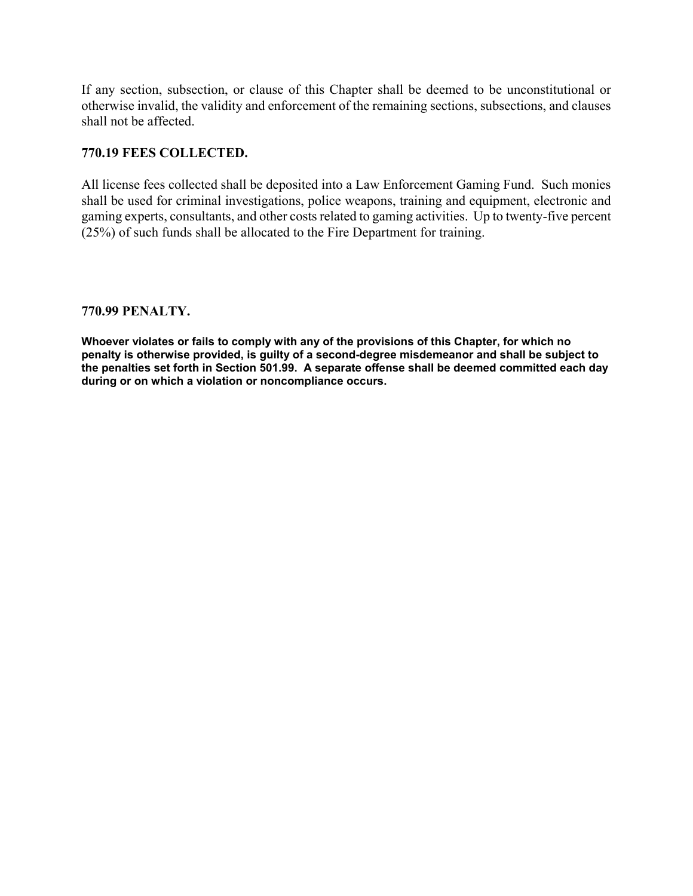If any section, subsection, or clause of this Chapter shall be deemed to be unconstitutional or otherwise invalid, the validity and enforcement of the remaining sections, subsections, and clauses shall not be affected.

### 770.19 FEES COLLECTED.

All license fees collected shall be deposited into a Law Enforcement Gaming Fund. Such monies shall be used for criminal investigations, police weapons, training and equipment, electronic and gaming experts, consultants, and other costs related to gaming activities. Up to twenty-five percent (25%) of such funds shall be allocated to the Fire Department for training.

### 770.99 PENALTY.

**Whoever violates or fails to comply with any of the provisions of this Chapter, for which no penalty is otherwise provided, is guilty of a second-degree misdemeanor and shall be subject to the penalties set forth in Section 501.99. A separate offense shall be deemed committed each day during or on which a violation or noncompliance occurs.**